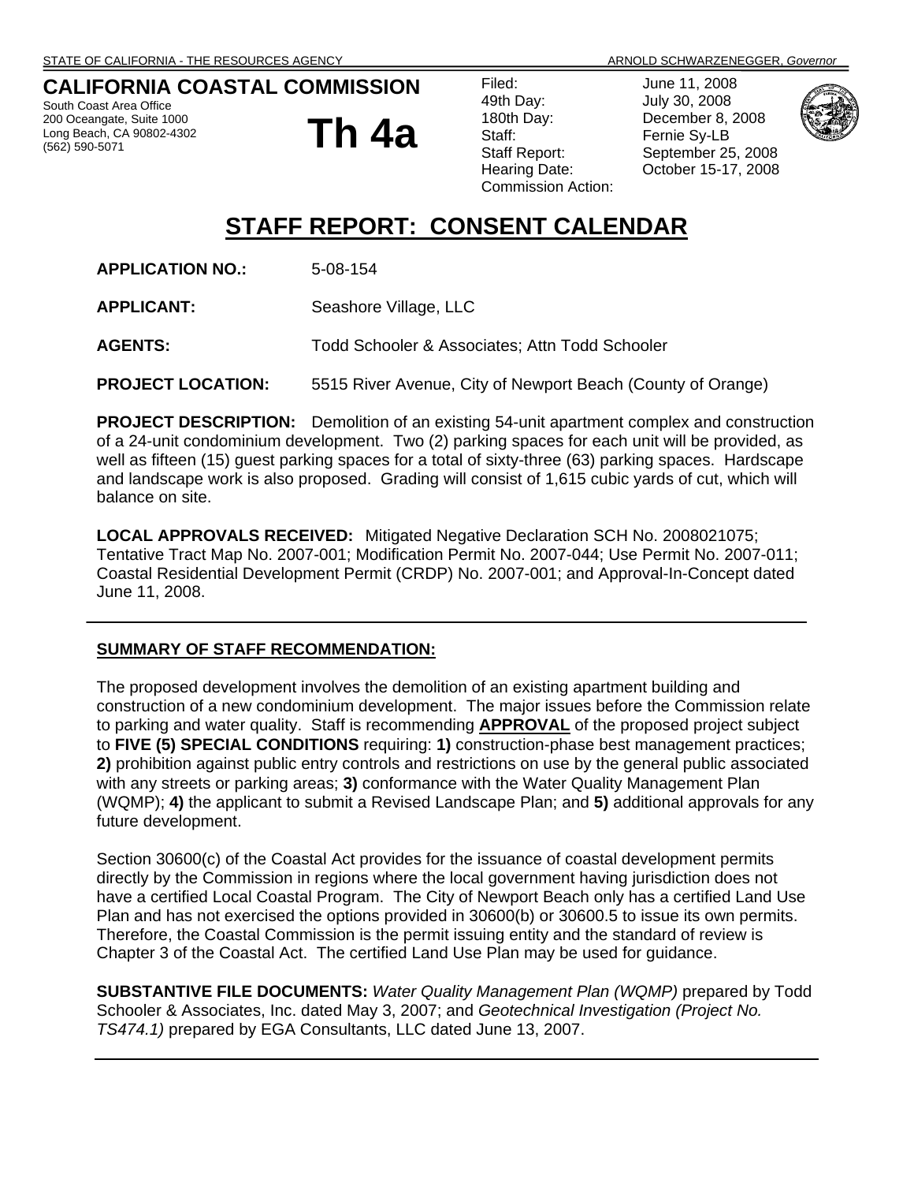STATE OF CALIFORNIA - THE RESOURCES AGENCY ARNOLD SCHWARZENEGGER, *Governor*

**CALIFORNIA COASTAL COMMISSION**
South Coast Area Office
200 Oceangate, Suite 1000
Long Beach, CA 90802-4302
(562) 590-5071

# Th 4a

| | |
|---|---|
| Filed: | June 11, 2008 |
| 49th Day: | July 30, 2008 |
| 180th Day: | December 8, 2008 |
| Staff: | Fernie Sy-LB |
| Staff Report: | September 25, 2008 |
| Hearing Date: | October 15-17, 2008 |
| Commission Action: | |

# STAFF REPORT: CONSENT CALENDAR

**APPLICATION NO.:** 5-08-154

**APPLICANT:** Seashore Village, LLC

**AGENTS:** Todd Schooler & Associates; Attn Todd Schooler

**PROJECT LOCATION:** 5515 River Avenue, City of Newport Beach (County of Orange)

**PROJECT DESCRIPTION:** Demolition of an existing 54-unit apartment complex and construction of a 24-unit condominium development. Two (2) parking spaces for each unit will be provided, as well as fifteen (15) guest parking spaces for a total of sixty-three (63) parking spaces. Hardscape and landscape work is also proposed. Grading will consist of 1,615 cubic yards of cut, which will balance on site.

**LOCAL APPROVALS RECEIVED:** Mitigated Negative Declaration SCH No. 2008021075; Tentative Tract Map No. 2007-001; Modification Permit No. 2007-044; Use Permit No. 2007-011; Coastal Residential Development Permit (CRDP) No. 2007-001; and Approval-In-Concept dated June 11, 2008.

---

## SUMMARY OF STAFF RECOMMENDATION:

The proposed development involves the demolition of an existing apartment building and construction of a new condominium development. The major issues before the Commission relate to parking and water quality. Staff is recommending **APPROVAL** of the proposed project subject to **FIVE (5) SPECIAL CONDITIONS** requiring: **1)** construction-phase best management practices; **2)** prohibition against public entry controls and restrictions on use by the general public associated with any streets or parking areas; **3)** conformance with the Water Quality Management Plan (WQMP); **4)** the applicant to submit a Revised Landscape Plan; and **5)** additional approvals for any future development.

Section 30600(c) of the Coastal Act provides for the issuance of coastal development permits directly by the Commission in regions where the local government having jurisdiction does not have a certified Local Coastal Program. The City of Newport Beach only has a certified Land Use Plan and has not exercised the options provided in 30600(b) or 30600.5 to issue its own permits. Therefore, the Coastal Commission is the permit issuing entity and the standard of review is Chapter 3 of the Coastal Act. The certified Land Use Plan may be used for guidance.

**SUBSTANTIVE FILE DOCUMENTS:** *Water Quality Management Plan (WQMP)* prepared by Todd Schooler & Associates, Inc. dated May 3, 2007; and *Geotechnical Investigation (Project No. TS474.1)* prepared by EGA Consultants, LLC dated June 13, 2007.

---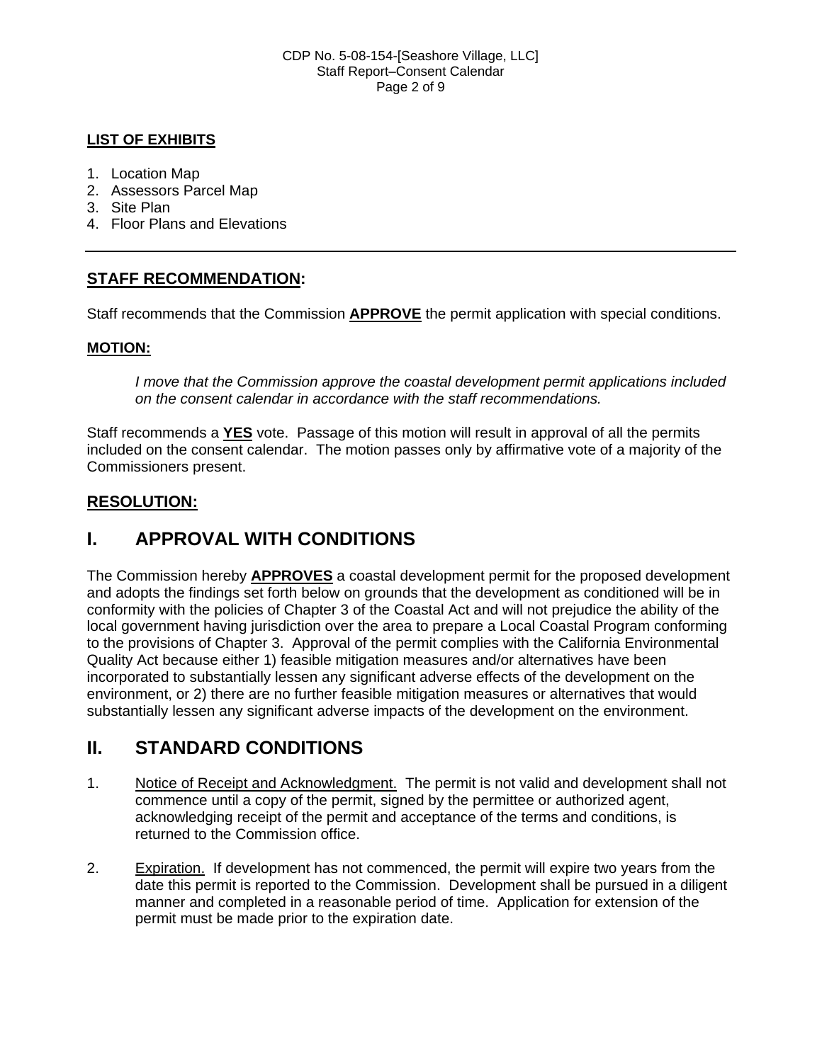**LIST OF EXHIBITS**

1. Location Map
2. Assessors Parcel Map
3. Site Plan
4. Floor Plans and Elevations

---

## STAFF RECOMMENDATION:

Staff recommends that the Commission **APPROVE** the permit application with special conditions.

**MOTION:**

> *I move that the Commission approve the coastal development permit applications included on the consent calendar in accordance with the staff recommendations.*

Staff recommends a **YES** vote. Passage of this motion will result in approval of all the permits included on the consent calendar. The motion passes only by affirmative vote of a majority of the Commissioners present.

## RESOLUTION:

# I. APPROVAL WITH CONDITIONS

The Commission hereby **APPROVES** a coastal development permit for the proposed development and adopts the findings set forth below on grounds that the development as conditioned will be in conformity with the policies of Chapter 3 of the Coastal Act and will not prejudice the ability of the local government having jurisdiction over the area to prepare a Local Coastal Program conforming to the provisions of Chapter 3. Approval of the permit complies with the California Environmental Quality Act because either 1) feasible mitigation measures and/or alternatives have been incorporated to substantially lessen any significant adverse effects of the development on the environment, or 2) there are no further feasible mitigation measures or alternatives that would substantially lessen any significant adverse impacts of the development on the environment.

# II. STANDARD CONDITIONS

1. Notice of Receipt and Acknowledgment. The permit is not valid and development shall not commence until a copy of the permit, signed by the permittee or authorized agent, acknowledging receipt of the permit and acceptance of the terms and conditions, is returned to the Commission office.

2. Expiration. If development has not commenced, the permit will expire two years from the date this permit is reported to the Commission. Development shall be pursued in a diligent manner and completed in a reasonable period of time. Application for extension of the permit must be made prior to the expiration date.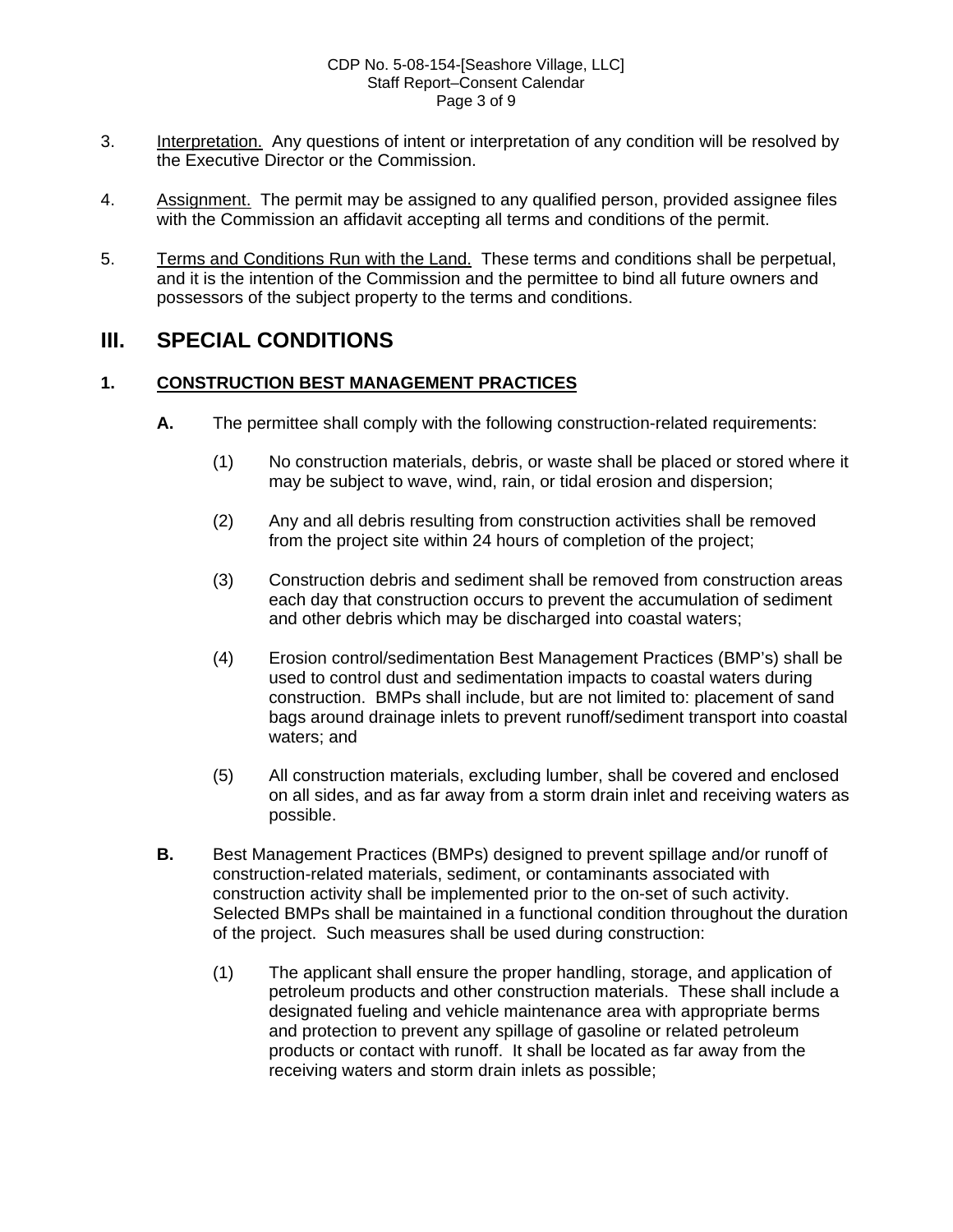3. Interpretation. Any questions of intent or interpretation of any condition will be resolved by the Executive Director or the Commission.

4. Assignment. The permit may be assigned to any qualified person, provided assignee files with the Commission an affidavit accepting all terms and conditions of the permit.

5. Terms and Conditions Run with the Land. These terms and conditions shall be perpetual, and it is the intention of the Commission and the permittee to bind all future owners and possessors of the subject property to the terms and conditions.

## III. SPECIAL CONDITIONS

### 1. CONSTRUCTION BEST MANAGEMENT PRACTICES

**A.** The permittee shall comply with the following construction-related requirements:

(1) No construction materials, debris, or waste shall be placed or stored where it may be subject to wave, wind, rain, or tidal erosion and dispersion;

(2) Any and all debris resulting from construction activities shall be removed from the project site within 24 hours of completion of the project;

(3) Construction debris and sediment shall be removed from construction areas each day that construction occurs to prevent the accumulation of sediment and other debris which may be discharged into coastal waters;

(4) Erosion control/sedimentation Best Management Practices (BMP's) shall be used to control dust and sedimentation impacts to coastal waters during construction. BMPs shall include, but are not limited to: placement of sand bags around drainage inlets to prevent runoff/sediment transport into coastal waters; and

(5) All construction materials, excluding lumber, shall be covered and enclosed on all sides, and as far away from a storm drain inlet and receiving waters as possible.

**B.** Best Management Practices (BMPs) designed to prevent spillage and/or runoff of construction-related materials, sediment, or contaminants associated with construction activity shall be implemented prior to the on-set of such activity. Selected BMPs shall be maintained in a functional condition throughout the duration of the project. Such measures shall be used during construction:

(1) The applicant shall ensure the proper handling, storage, and application of petroleum products and other construction materials. These shall include a designated fueling and vehicle maintenance area with appropriate berms and protection to prevent any spillage of gasoline or related petroleum products or contact with runoff. It shall be located as far away from the receiving waters and storm drain inlets as possible;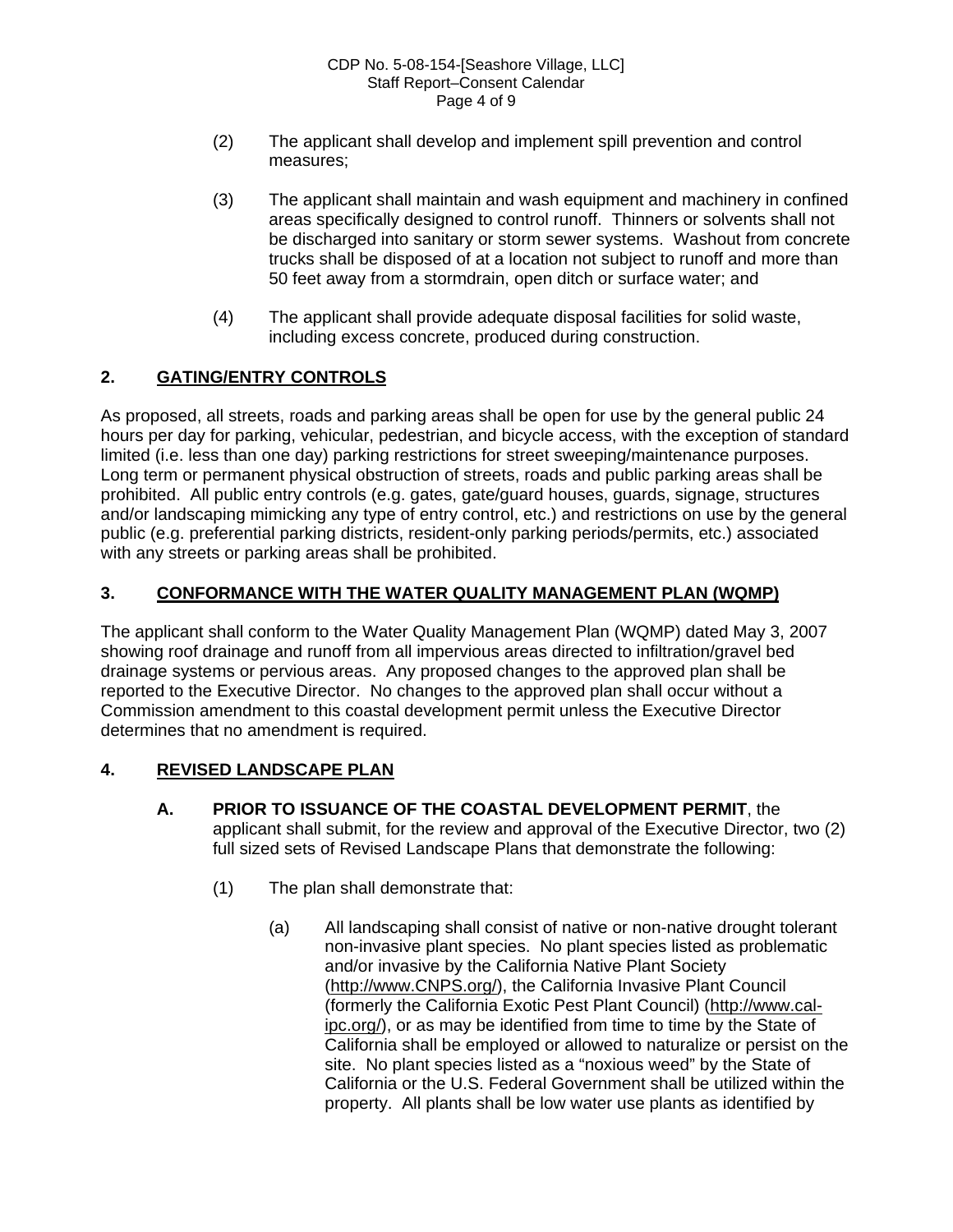(2) The applicant shall develop and implement spill prevention and control measures;

(3) The applicant shall maintain and wash equipment and machinery in confined areas specifically designed to control runoff. Thinners or solvents shall not be discharged into sanitary or storm sewer systems. Washout from concrete trucks shall be disposed of at a location not subject to runoff and more than 50 feet away from a stormdrain, open ditch or surface water; and

(4) The applicant shall provide adequate disposal facilities for solid waste, including excess concrete, produced during construction.

## 2. GATING/ENTRY CONTROLS

As proposed, all streets, roads and parking areas shall be open for use by the general public 24 hours per day for parking, vehicular, pedestrian, and bicycle access, with the exception of standard limited (i.e. less than one day) parking restrictions for street sweeping/maintenance purposes. Long term or permanent physical obstruction of streets, roads and public parking areas shall be prohibited. All public entry controls (e.g. gates, gate/guard houses, guards, signage, structures and/or landscaping mimicking any type of entry control, etc.) and restrictions on use by the general public (e.g. preferential parking districts, resident-only parking periods/permits, etc.) associated with any streets or parking areas shall be prohibited.

## 3. CONFORMANCE WITH THE WATER QUALITY MANAGEMENT PLAN (WQMP)

The applicant shall conform to the Water Quality Management Plan (WQMP) dated May 3, 2007 showing roof drainage and runoff from all impervious areas directed to infiltration/gravel bed drainage systems or pervious areas. Any proposed changes to the approved plan shall be reported to the Executive Director. No changes to the approved plan shall occur without a Commission amendment to this coastal development permit unless the Executive Director determines that no amendment is required.

## 4. REVISED LANDSCAPE PLAN

**A. PRIOR TO ISSUANCE OF THE COASTAL DEVELOPMENT PERMIT**, the applicant shall submit, for the review and approval of the Executive Director, two (2) full sized sets of Revised Landscape Plans that demonstrate the following:

(1) The plan shall demonstrate that:

(a) All landscaping shall consist of native or non-native drought tolerant non-invasive plant species. No plant species listed as problematic and/or invasive by the California Native Plant Society (http://www.CNPS.org/), the California Invasive Plant Council (formerly the California Exotic Pest Plant Council) (http://www.cal-ipc.org/), or as may be identified from time to time by the State of California shall be employed or allowed to naturalize or persist on the site. No plant species listed as a "noxious weed" by the State of California or the U.S. Federal Government shall be utilized within the property. All plants shall be low water use plants as identified by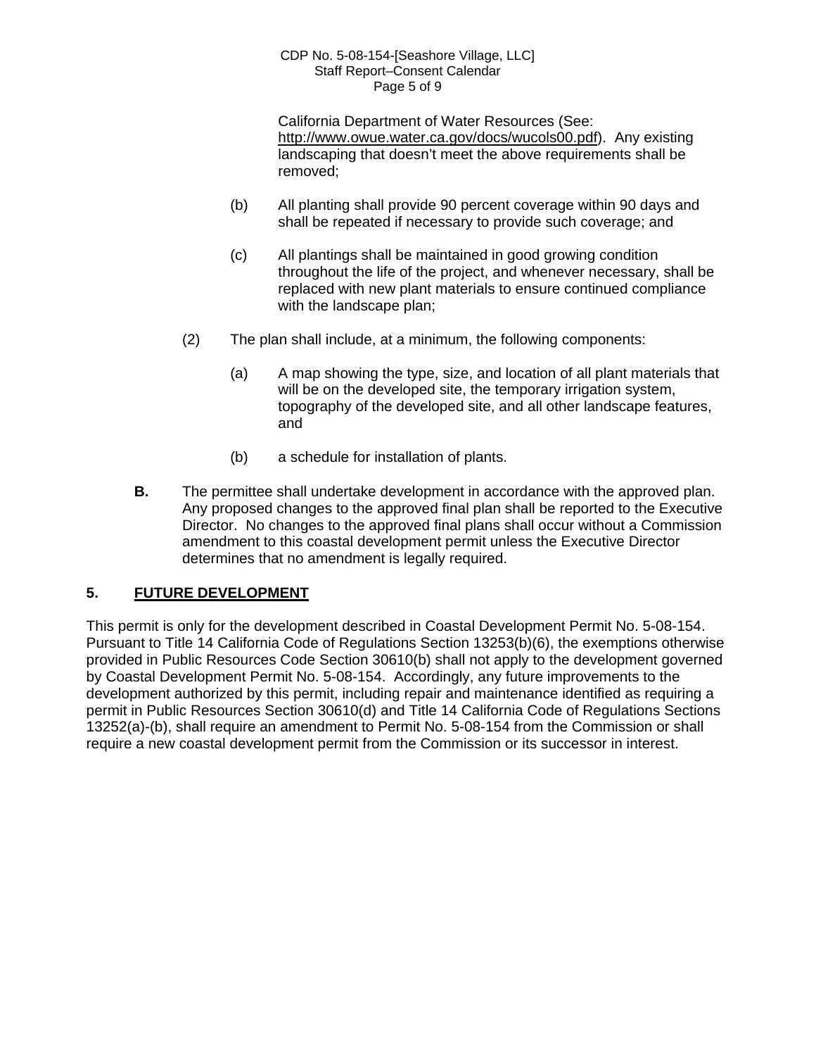California Department of Water Resources (See: http://www.owue.water.ca.gov/docs/wucols00.pdf). Any existing landscaping that doesn't meet the above requirements shall be removed;

(b) All planting shall provide 90 percent coverage within 90 days and shall be repeated if necessary to provide such coverage; and

(c) All plantings shall be maintained in good growing condition throughout the life of the project, and whenever necessary, shall be replaced with new plant materials to ensure continued compliance with the landscape plan;

(2) The plan shall include, at a minimum, the following components:

(a) A map showing the type, size, and location of all plant materials that will be on the developed site, the temporary irrigation system, topography of the developed site, and all other landscape features, and

(b) a schedule for installation of plants.

**B.** The permittee shall undertake development in accordance with the approved plan. Any proposed changes to the approved final plan shall be reported to the Executive Director. No changes to the approved final plans shall occur without a Commission amendment to this coastal development permit unless the Executive Director determines that no amendment is legally required.

## 5. FUTURE DEVELOPMENT

This permit is only for the development described in Coastal Development Permit No. 5-08-154. Pursuant to Title 14 California Code of Regulations Section 13253(b)(6), the exemptions otherwise provided in Public Resources Code Section 30610(b) shall not apply to the development governed by Coastal Development Permit No. 5-08-154. Accordingly, any future improvements to the development authorized by this permit, including repair and maintenance identified as requiring a permit in Public Resources Section 30610(d) and Title 14 California Code of Regulations Sections 13252(a)-(b), shall require an amendment to Permit No. 5-08-154 from the Commission or shall require a new coastal development permit from the Commission or its successor in interest.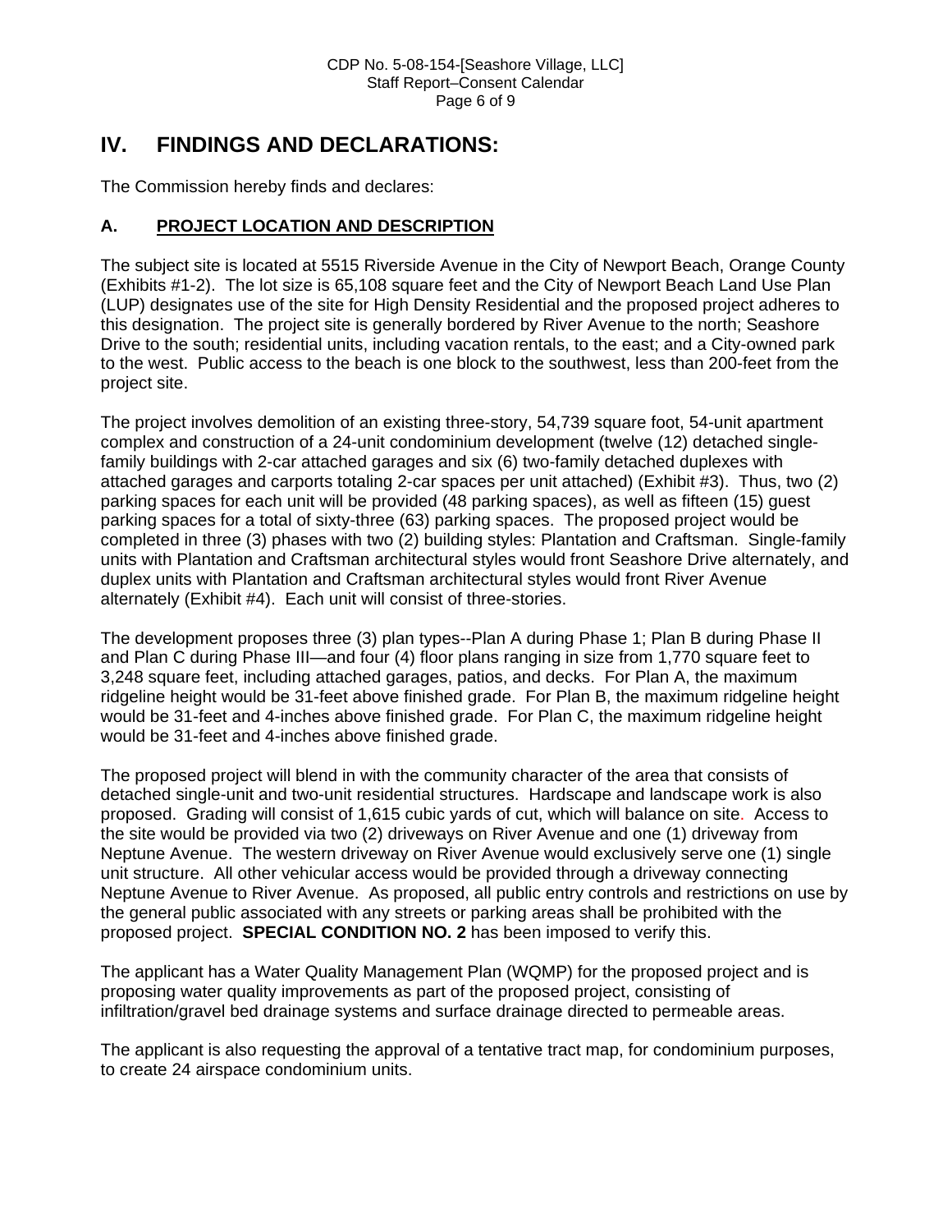## IV. FINDINGS AND DECLARATIONS:

The Commission hereby finds and declares:

### A. PROJECT LOCATION AND DESCRIPTION

The subject site is located at 5515 Riverside Avenue in the City of Newport Beach, Orange County (Exhibits #1-2). The lot size is 65,108 square feet and the City of Newport Beach Land Use Plan (LUP) designates use of the site for High Density Residential and the proposed project adheres to this designation. The project site is generally bordered by River Avenue to the north; Seashore Drive to the south; residential units, including vacation rentals, to the east; and a City-owned park to the west. Public access to the beach is one block to the southwest, less than 200-feet from the project site.

The project involves demolition of an existing three-story, 54,739 square foot, 54-unit apartment complex and construction of a 24-unit condominium development (twelve (12) detached single-family buildings with 2-car attached garages and six (6) two-family detached duplexes with attached garages and carports totaling 2-car spaces per unit attached) (Exhibit #3). Thus, two (2) parking spaces for each unit will be provided (48 parking spaces), as well as fifteen (15) guest parking spaces for a total of sixty-three (63) parking spaces. The proposed project would be completed in three (3) phases with two (2) building styles: Plantation and Craftsman. Single-family units with Plantation and Craftsman architectural styles would front Seashore Drive alternately, and duplex units with Plantation and Craftsman architectural styles would front River Avenue alternately (Exhibit #4). Each unit will consist of three-stories.

The development proposes three (3) plan types--Plan A during Phase 1; Plan B during Phase II and Plan C during Phase III—and four (4) floor plans ranging in size from 1,770 square feet to 3,248 square feet, including attached garages, patios, and decks. For Plan A, the maximum ridgeline height would be 31-feet above finished grade. For Plan B, the maximum ridgeline height would be 31-feet and 4-inches above finished grade. For Plan C, the maximum ridgeline height would be 31-feet and 4-inches above finished grade.

The proposed project will blend in with the community character of the area that consists of detached single-unit and two-unit residential structures. Hardscape and landscape work is also proposed. Grading will consist of 1,615 cubic yards of cut, which will balance on site. Access to the site would be provided via two (2) driveways on River Avenue and one (1) driveway from Neptune Avenue. The western driveway on River Avenue would exclusively serve one (1) single unit structure. All other vehicular access would be provided through a driveway connecting Neptune Avenue to River Avenue. As proposed, all public entry controls and restrictions on use by the general public associated with any streets or parking areas shall be prohibited with the proposed project. **SPECIAL CONDITION NO. 2** has been imposed to verify this.

The applicant has a Water Quality Management Plan (WQMP) for the proposed project and is proposing water quality improvements as part of the proposed project, consisting of infiltration/gravel bed drainage systems and surface drainage directed to permeable areas.

The applicant is also requesting the approval of a tentative tract map, for condominium purposes, to create 24 airspace condominium units.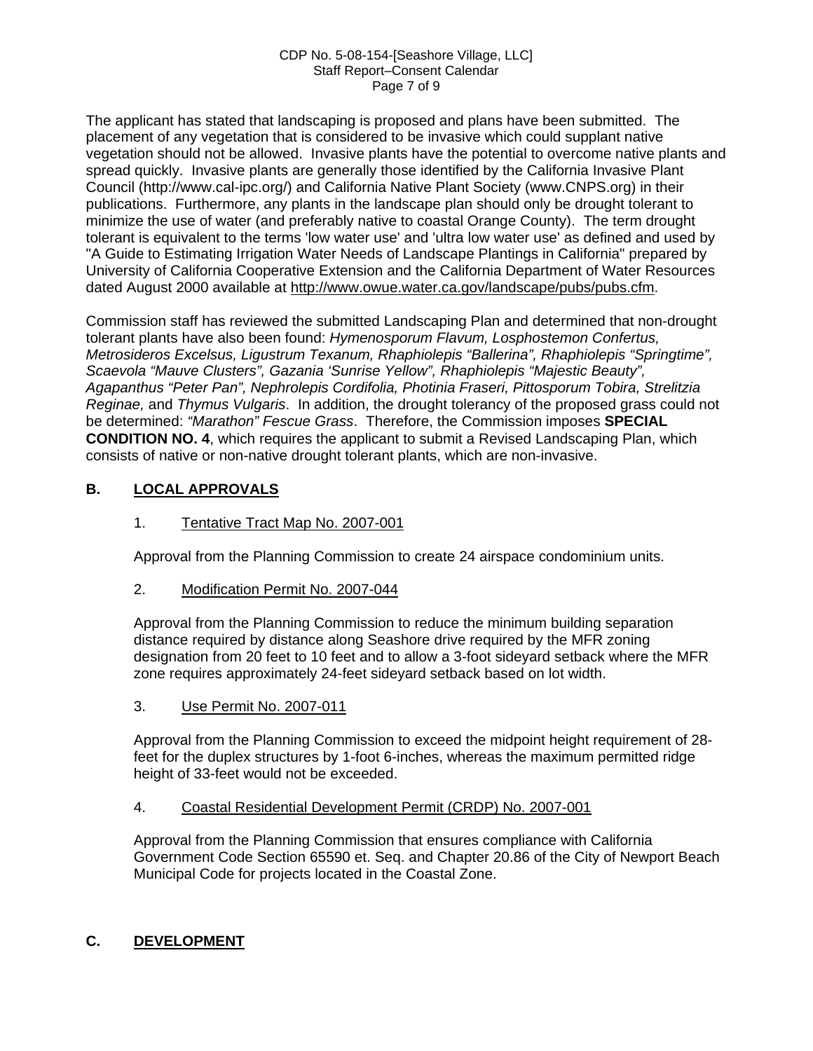The applicant has stated that landscaping is proposed and plans have been submitted. The placement of any vegetation that is considered to be invasive which could supplant native vegetation should not be allowed. Invasive plants have the potential to overcome native plants and spread quickly. Invasive plants are generally those identified by the California Invasive Plant Council (http://www.cal-ipc.org/) and California Native Plant Society (www.CNPS.org) in their publications. Furthermore, any plants in the landscape plan should only be drought tolerant to minimize the use of water (and preferably native to coastal Orange County). The term drought tolerant is equivalent to the terms 'low water use' and 'ultra low water use' as defined and used by "A Guide to Estimating Irrigation Water Needs of Landscape Plantings in California" prepared by University of California Cooperative Extension and the California Department of Water Resources dated August 2000 available at http://www.owue.water.ca.gov/landscape/pubs/pubs.cfm.

Commission staff has reviewed the submitted Landscaping Plan and determined that non-drought tolerant plants have also been found: *Hymenosporum Flavum, Losphostemon Confertus, Metrosideros Excelsus, Ligustrum Texanum, Rhaphiolepis "Ballerina", Rhaphiolepis "Springtime", Scaevola "Mauve Clusters", Gazania 'Sunrise Yellow", Rhaphiolepis "Majestic Beauty", Agapanthus "Peter Pan", Nephrolepis Cordifolia, Photinia Fraseri, Pittosporum Tobira, Strelitzia Reginae,* and *Thymus Vulgaris*. In addition, the drought tolerancy of the proposed grass could not be determined: *"Marathon" Fescue Grass*. Therefore, the Commission imposes **SPECIAL CONDITION NO. 4**, which requires the applicant to submit a Revised Landscaping Plan, which consists of native or non-native drought tolerant plants, which are non-invasive.

## B. LOCAL APPROVALS

1. Tentative Tract Map No. 2007-001

   Approval from the Planning Commission to create 24 airspace condominium units.

2. Modification Permit No. 2007-044

   Approval from the Planning Commission to reduce the minimum building separation distance required by distance along Seashore drive required by the MFR zoning designation from 20 feet to 10 feet and to allow a 3-foot sideyard setback where the MFR zone requires approximately 24-feet sideyard setback based on lot width.

3. Use Permit No. 2007-011

   Approval from the Planning Commission to exceed the midpoint height requirement of 28-feet for the duplex structures by 1-foot 6-inches, whereas the maximum permitted ridge height of 33-feet would not be exceeded.

4. Coastal Residential Development Permit (CRDP) No. 2007-001

   Approval from the Planning Commission that ensures compliance with California Government Code Section 65590 et. Seq. and Chapter 20.86 of the City of Newport Beach Municipal Code for projects located in the Coastal Zone.

## C. DEVELOPMENT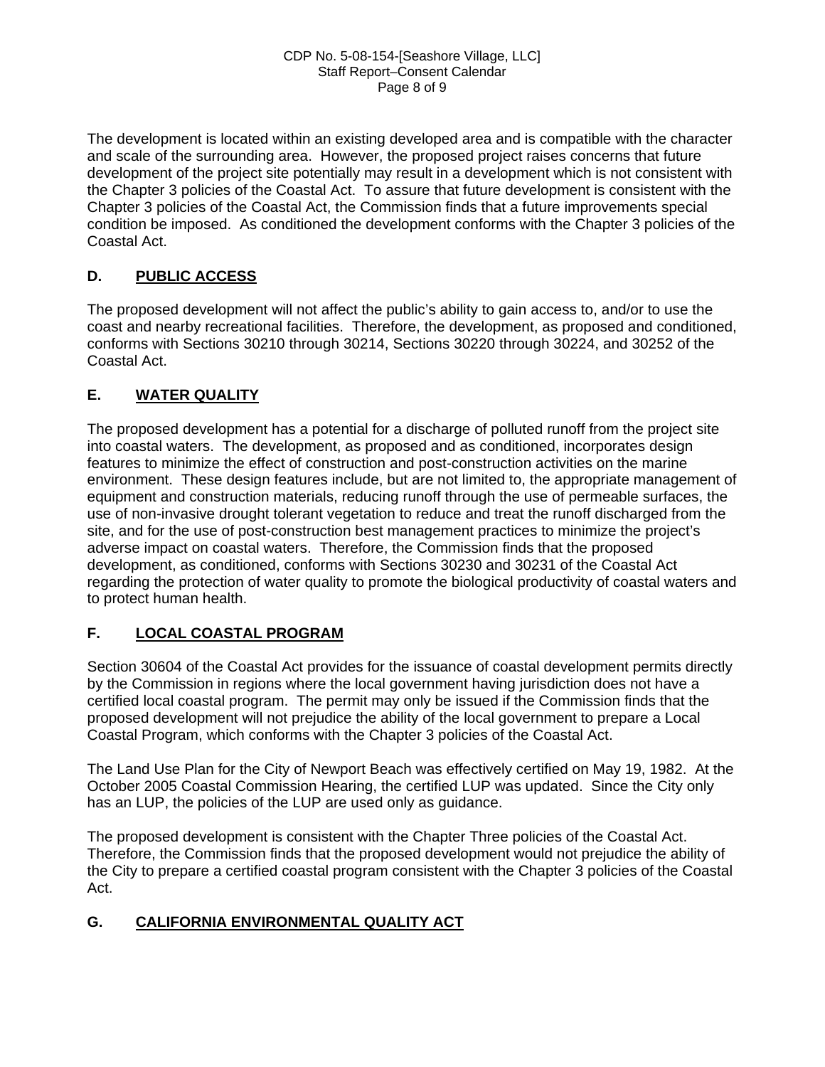The development is located within an existing developed area and is compatible with the character and scale of the surrounding area. However, the proposed project raises concerns that future development of the project site potentially may result in a development which is not consistent with the Chapter 3 policies of the Coastal Act. To assure that future development is consistent with the Chapter 3 policies of the Coastal Act, the Commission finds that a future improvements special condition be imposed. As conditioned the development conforms with the Chapter 3 policies of the Coastal Act.

## D. **PUBLIC ACCESS**

The proposed development will not affect the public's ability to gain access to, and/or to use the coast and nearby recreational facilities. Therefore, the development, as proposed and conditioned, conforms with Sections 30210 through 30214, Sections 30220 through 30224, and 30252 of the Coastal Act.

## E. **WATER QUALITY**

The proposed development has a potential for a discharge of polluted runoff from the project site into coastal waters. The development, as proposed and as conditioned, incorporates design features to minimize the effect of construction and post-construction activities on the marine environment. These design features include, but are not limited to, the appropriate management of equipment and construction materials, reducing runoff through the use of permeable surfaces, the use of non-invasive drought tolerant vegetation to reduce and treat the runoff discharged from the site, and for the use of post-construction best management practices to minimize the project's adverse impact on coastal waters. Therefore, the Commission finds that the proposed development, as conditioned, conforms with Sections 30230 and 30231 of the Coastal Act regarding the protection of water quality to promote the biological productivity of coastal waters and to protect human health.

## F. **LOCAL COASTAL PROGRAM**

Section 30604 of the Coastal Act provides for the issuance of coastal development permits directly by the Commission in regions where the local government having jurisdiction does not have a certified local coastal program. The permit may only be issued if the Commission finds that the proposed development will not prejudice the ability of the local government to prepare a Local Coastal Program, which conforms with the Chapter 3 policies of the Coastal Act.

The Land Use Plan for the City of Newport Beach was effectively certified on May 19, 1982. At the October 2005 Coastal Commission Hearing, the certified LUP was updated. Since the City only has an LUP, the policies of the LUP are used only as guidance.

The proposed development is consistent with the Chapter Three policies of the Coastal Act. Therefore, the Commission finds that the proposed development would not prejudice the ability of the City to prepare a certified coastal program consistent with the Chapter 3 policies of the Coastal Act.

## G. **CALIFORNIA ENVIRONMENTAL QUALITY ACT**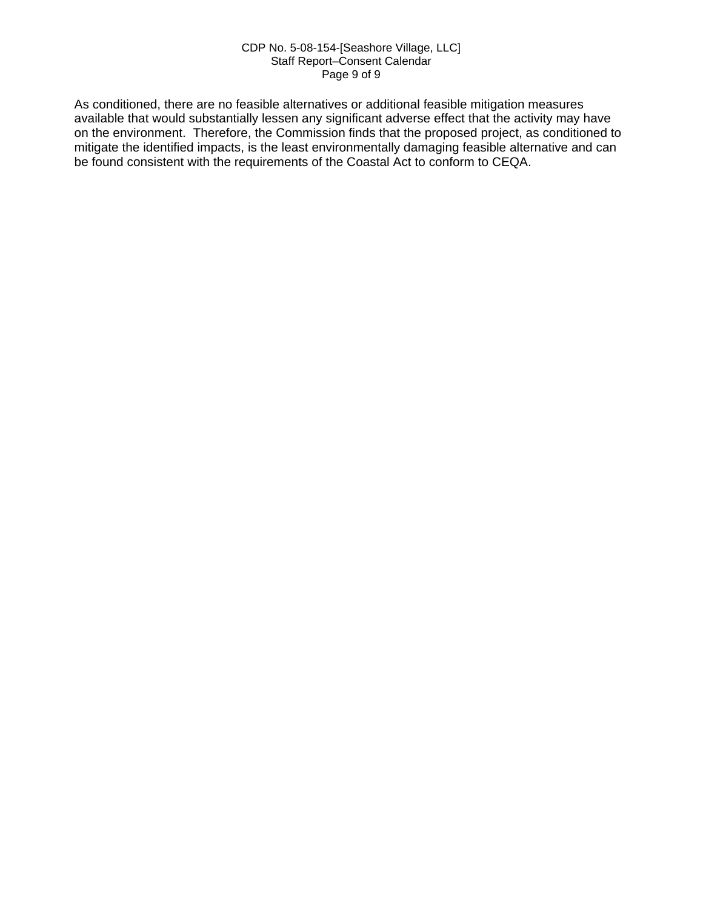As conditioned, there are no feasible alternatives or additional feasible mitigation measures available that would substantially lessen any significant adverse effect that the activity may have on the environment. Therefore, the Commission finds that the proposed project, as conditioned to mitigate the identified impacts, is the least environmentally damaging feasible alternative and can be found consistent with the requirements of the Coastal Act to conform to CEQA.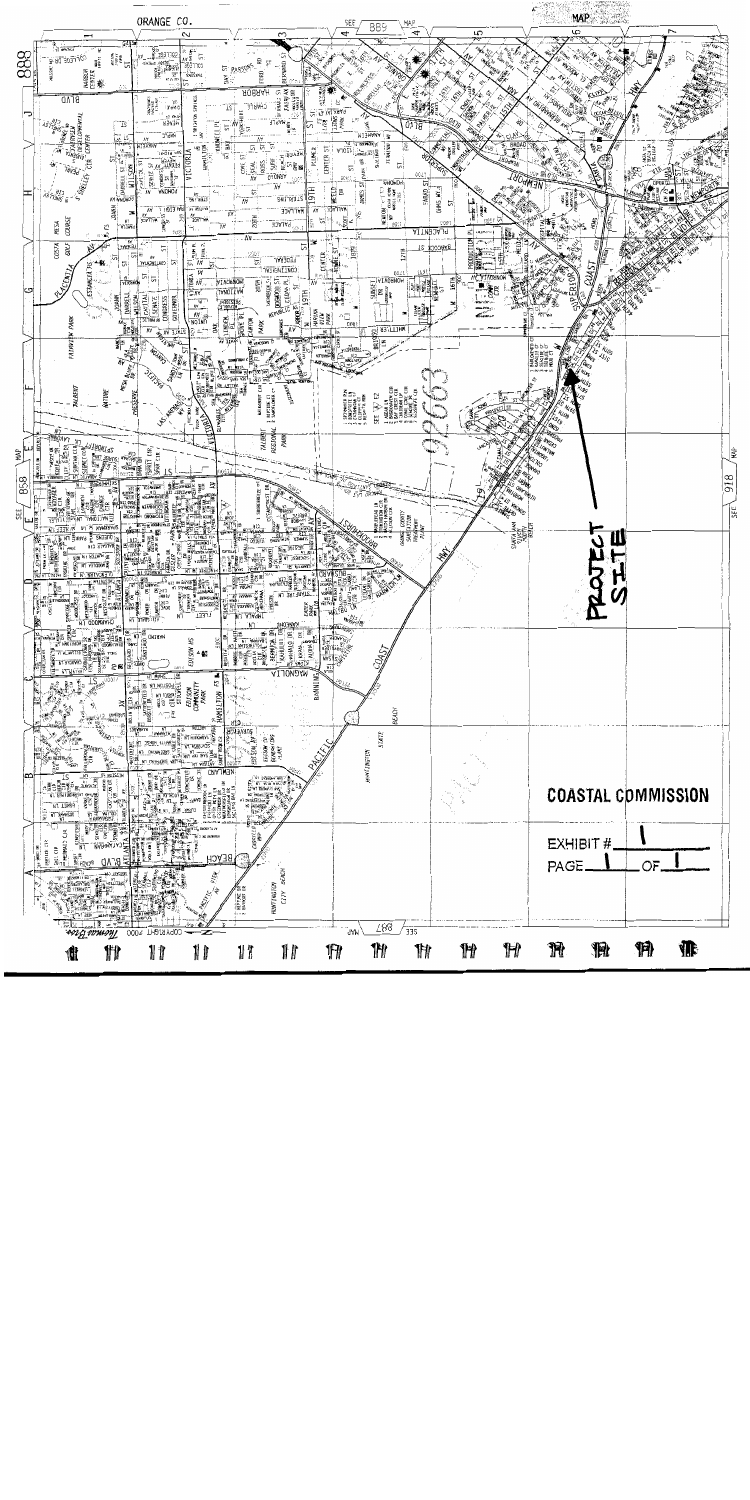PROJECT SITE

**COASTAL COMMISSION**

EXHIBIT # 1

PAGE 1 OF 1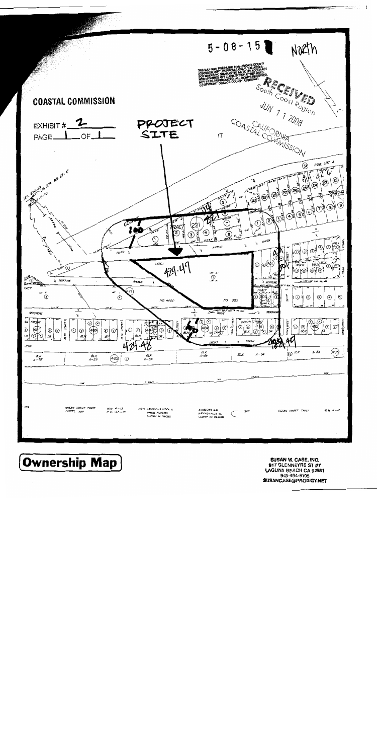COASTAL COMMISSION

EXHIBIT # 2

PAGE 1 OF 1

5-08-15

North

THIS MAP WAS PREPARED FOR ORANGE COUNTY ASSESSOR DEPT. PURPOSES ONLY. THE ASSESSOR MAKES NO GUARANTEE AS TO ITS ACCURACY NOR ASSUMES ANY LIABILITY FOR OTHER USES. NOT TO BE REPRODUCED. ALL RIGHTS RESERVED. © COPYRIGHT ORANGE COUNTY ASSESSOR

RECEIVED
South Coast Region
JUN 11 2008
CALIFORNIA COASTAL COMMISSION

PROJECT SITE

424.47

424.48

424.44

100

OCEAN FRONT TRACT PARCEL MAP

NOTE - ASSESSOR'S BLOCK & PARCEL NUMBERS SHOWN IN CIRCLES

ASSESSOR'S MAP BOOK 424 PAGE 45, COUNTY OF ORANGE

OCEAN FRONT TRACT

## Ownership Map

SUSAN W. CASE, INC.
917 GLENNEYRE ST #7
LAGUNA BEACH CA 92651
949-494-6105
SUSANCASE@PRODIGY.NET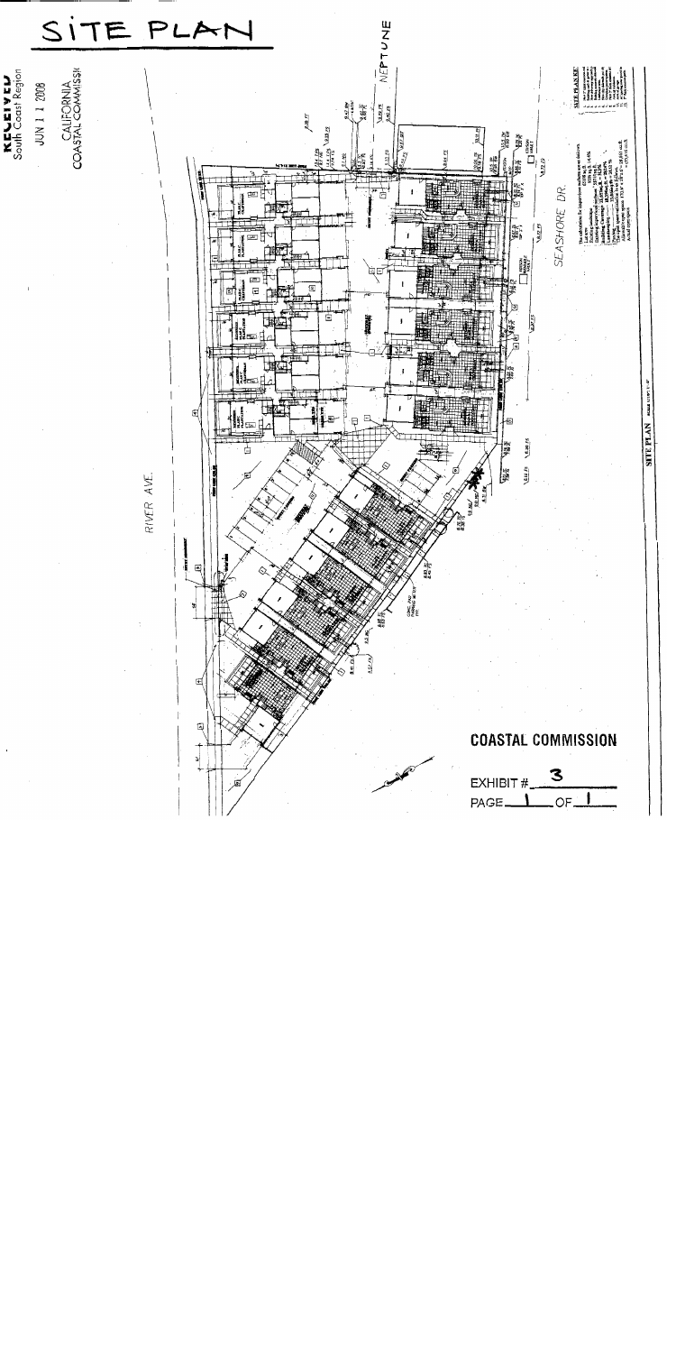# SITE PLAN

RECEIVED
South Coast Region

JUN 1 1 2008

CALIFORNIA
COASTAL COMMISSION

NEPTUNE

RIVER AVE.

SEASHORE DR.

SITE PLAN

COASTAL COMMISSION

EXHIBIT # 3

PAGE 1 OF 1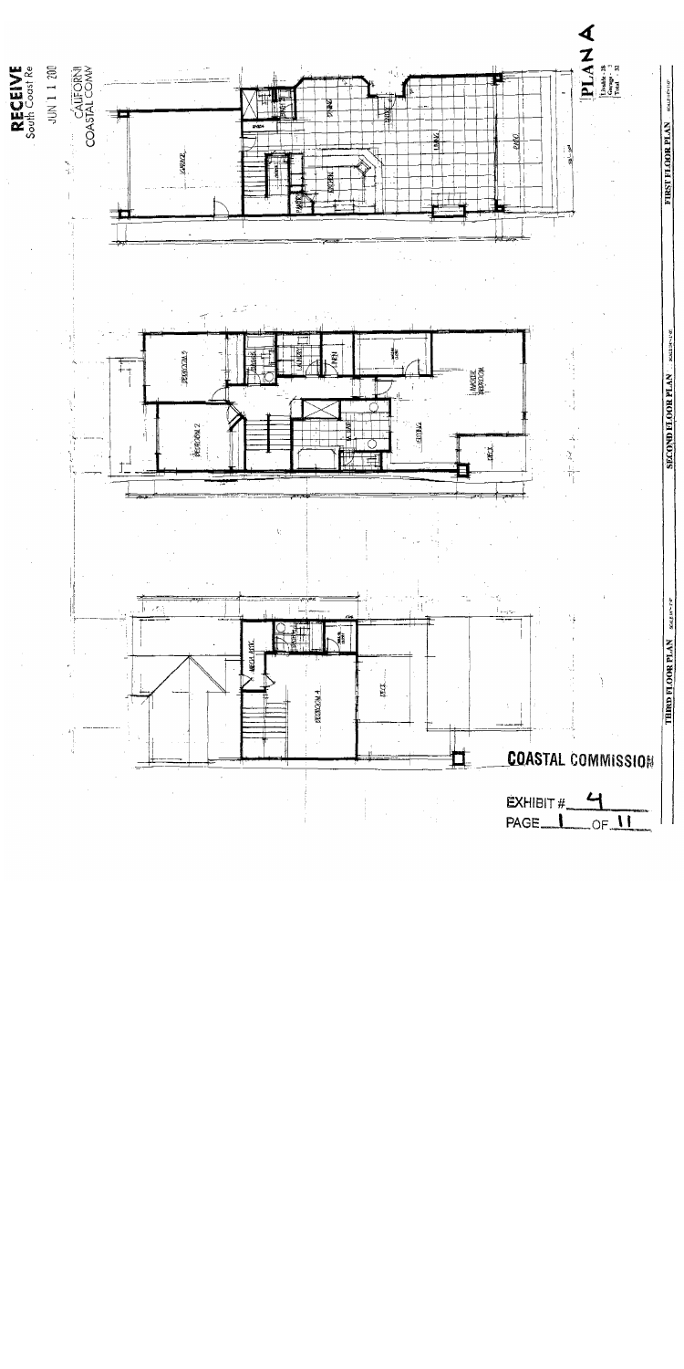RECEIVE
South Coast Re

JUN 1 1 200

CALIFORNI
COASTAL COMM

PLAN A

Livable - 28
Garage - 3
Total - 32

FIRST FLOOR PLAN

GARAGE

DINING

KITCHEN

PANTRY

LIVING

PATIO

SECOND FLOOR PLAN

BEDROOM 3

BEDROOM 2

LAUNDRY

LINEN

MASTER BEDROOM

CEILING

DECK

THIRD FLOOR PLAN

MECH. ATTIC

BEDROOM 4

DECK

COASTAL COMMISSION

EXHIBIT # 4

PAGE 1 OF 11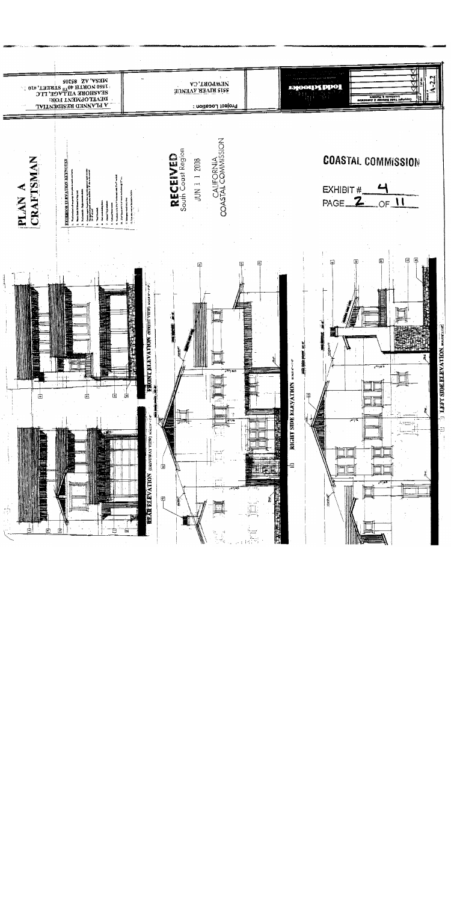# PLAN A CRAFTSMAN

EXTERIOR ELEVATION KEYNOTES

A PLANNED RESIDENTIAL DEVELOPMENT FOR:
SEASHORE VILLAGE, LLC
1550 NORTH 40TH STREET, #10
MESA, AZ 85205

Project Location :
5515 RIVER AVENUE
NEWPORT, CA

RECEIVED
South Coast Region

JUN 1 1 2008

CALIFORNIA
COASTAL COMMISSION

Todd Kroeker

A-2.2

COASTAL COMMISSION

EXHIBIT # 4
PAGE 2 OF 11

REAR ELEVATION (DRIVEWAY VIEW)

FRONT ELEVATION (STREET VIEW)

RIGHT SIDE ELEVATION

LEFT SIDE ELEVATION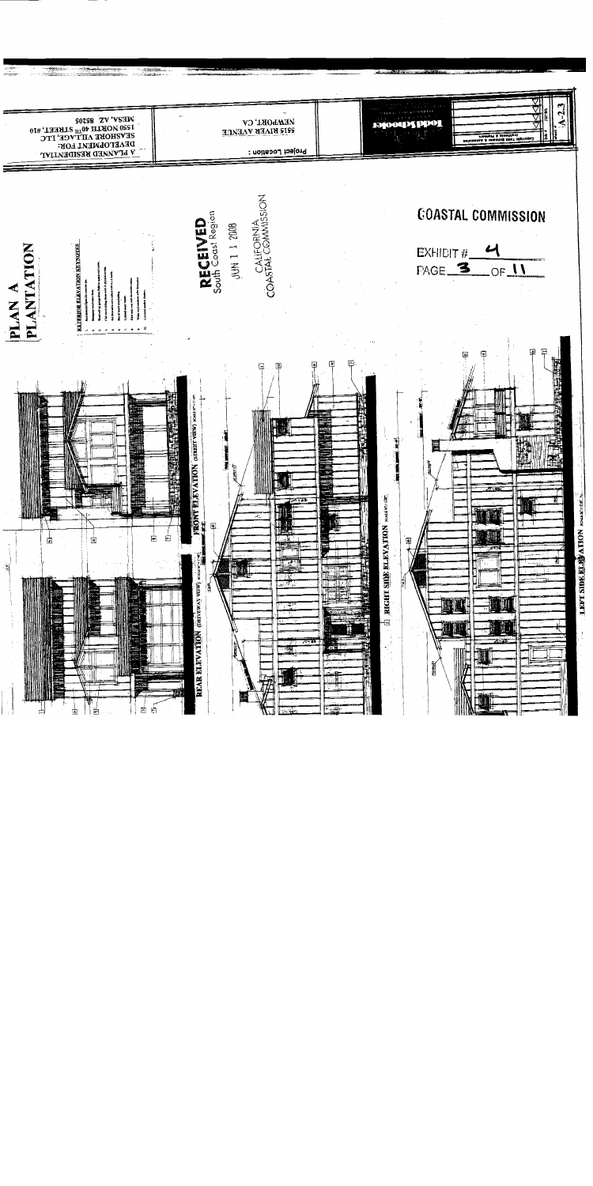# PLAN A
# PLANTATION

EXTERIOR ELEVATION KEYNOTES

REAR ELEVATION (DRIVEWAY VIEW)

FRONT ELEVATION (STREET VIEW)

RIGHT SIDE ELEVATION

LEFT SIDE ELEVATION

RECEIVED
South Coast Region

JUN 1 1 2008

CALIFORNIA
COASTAL COMMISSION

COASTAL COMMISSION

EXHIBIT # 4

PAGE 3 OF 11

A PLANNED RESIDENTIAL DEVELOPMENT FOR:
SEASHORE VILLAGE LLC
1550 NORTH 40TH STREET, #10
MESA, AZ 85205

Project Location:
5515 RIVER AVENUE
NEWPORT, CA

Todd Schooler

A-2.3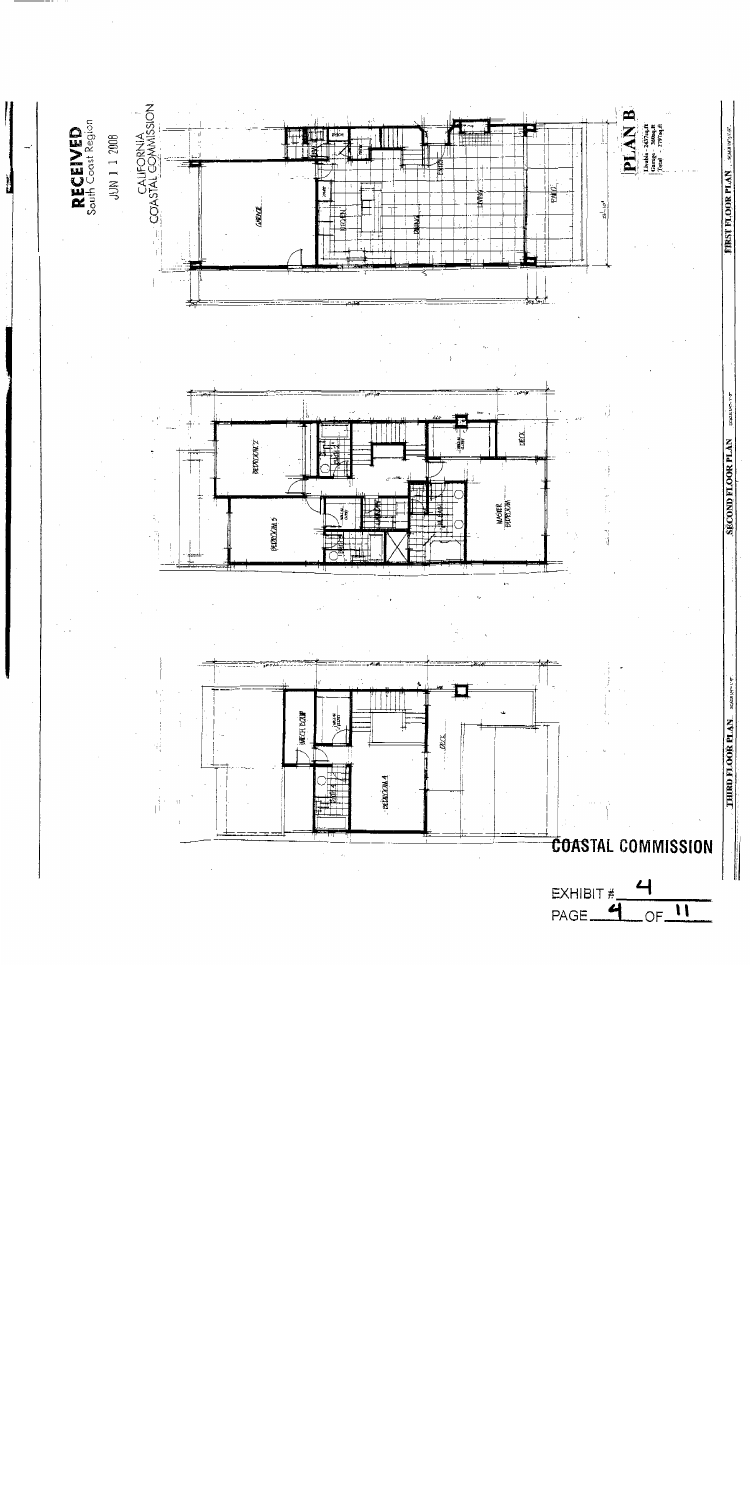RECEIVED
South Coast Region

JUN 1 1 2008

CALIFORNIA
COASTAL COMMISSION

**PLAN B**

Livable - 2437sq.ft
Garage - 340sq.ft
Total - 2777sq.ft

FIRST FLOOR PLAN

SECOND FLOOR PLAN

THIRD FLOOR PLAN

COASTAL COMMISSION

EXHIBIT # 4

PAGE 4 OF 11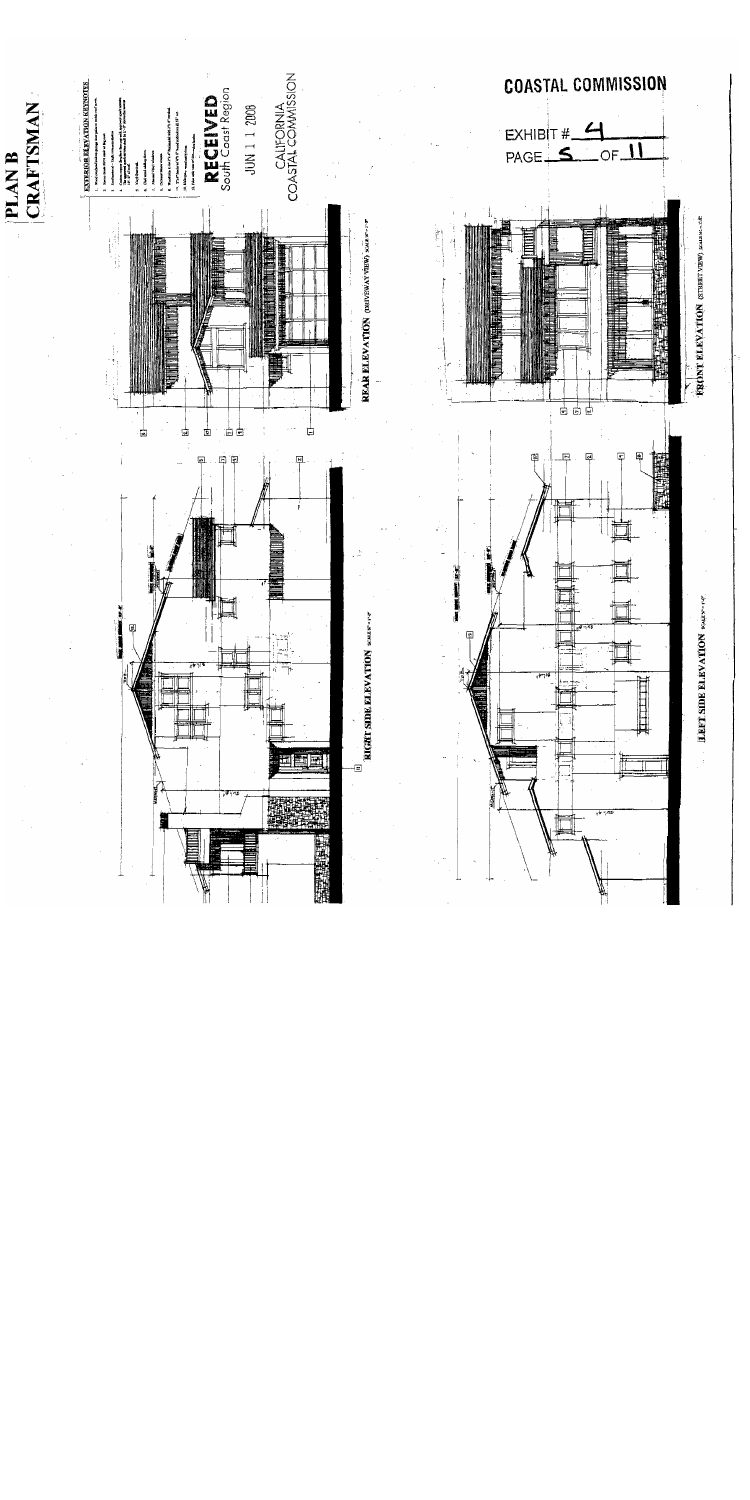# PLAN B
## CRAFTSMAN

**EXTERIOR ELEVATION KEYNOTES**

**RECEIVED**
South Coast Region

JUN 1 1 2008

CALIFORNIA
COASTAL COMMISSION

REAR ELEVATION (DRIVEWAY VIEW)

RIGHT SIDE ELEVATION

FRONT ELEVATION (STREET VIEW)

LEFT SIDE ELEVATION

**COASTAL COMMISSION**

EXHIBIT # 4
PAGE 5 OF 11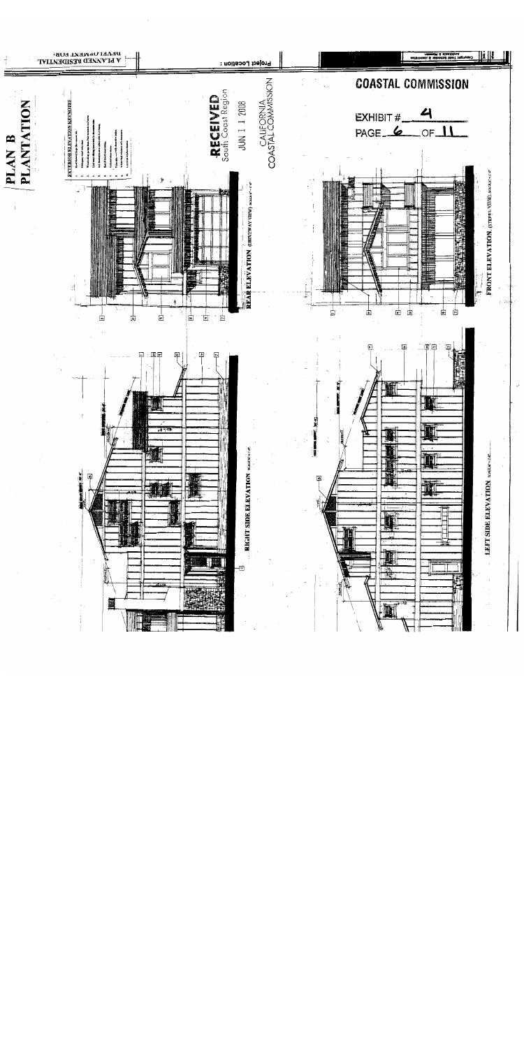# PLAN B
# PLANTATION

A PLANNED RESIDENTIAL DEVELOPMENT FOR:

Project Location:

**RECEIVED**
South Coast Region

JUN 1 1 2008

CALIFORNIA
COASTAL COMMISSION

**COASTAL COMMISSION**

EXHIBIT # 4
PAGE 6 OF 11

EXTERIOR ELEVATION KEYNOTES

REAR ELEVATION (DRIVEWAY VIEW)

FRONT ELEVATION (STREET VIEW)

RIGHT SIDE ELEVATION

LEFT SIDE ELEVATION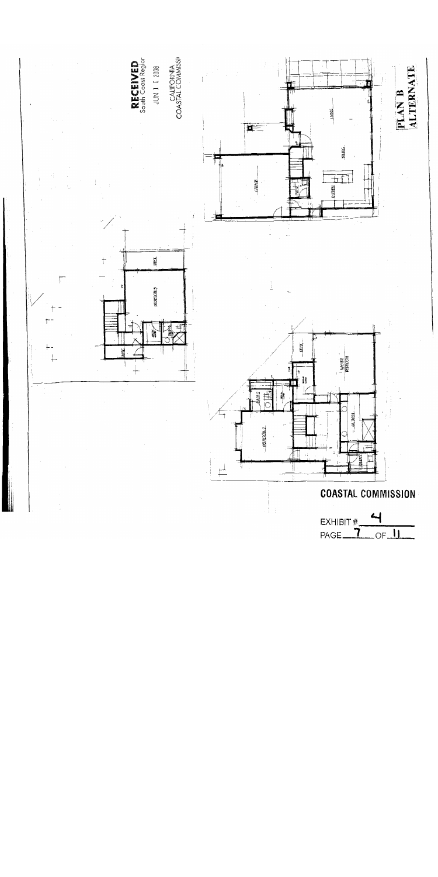**RECEIVED**
South Coast Region

JUN 1 1 2008

CALIFORNIA
COASTAL COMMISSION

GARAGE

LIVING

DINING

KITCHEN

PANTRY

DECK

BEDROOM 3

BATH

DECK

MASTER BEDROOM

BATH 2

BEDROOM 2

W. CLOSET

LAUNDRY

**PLAN B ALTERNATE**

**COASTAL COMMISSION**

EXHIBIT # 4

PAGE 7 OF 11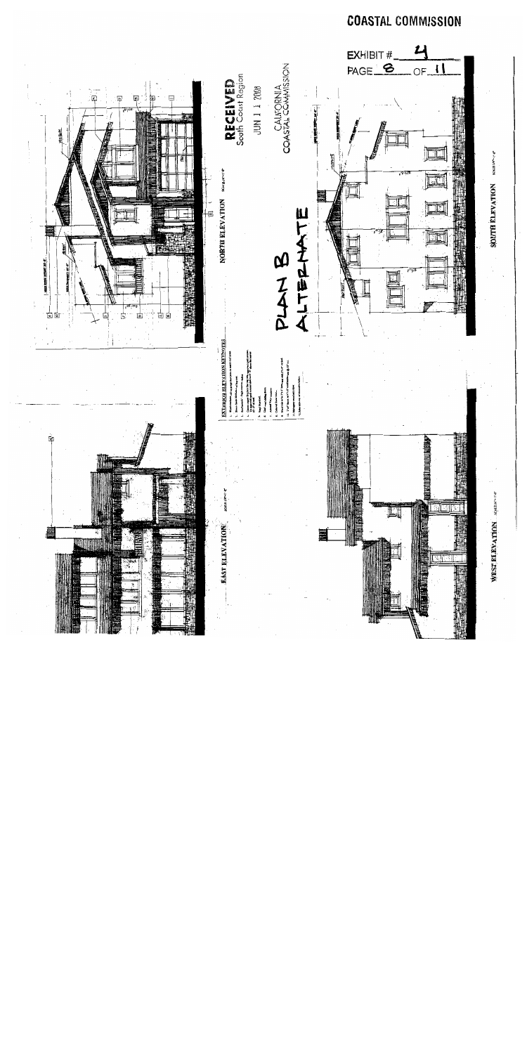COASTAL COMMISSION

EXHIBIT # 4
PAGE 8 OF 11

RECEIVED
South Coast Region

JUN 1 1 2008

CALIFORNIA
COASTAL COMMISSION

NORTH ELEVATION

EAST ELEVATION

EXTERIOR ELEVATION KEYNOTES

PLAN B
ALTERNATE

SOUTH ELEVATION

WEST ELEVATION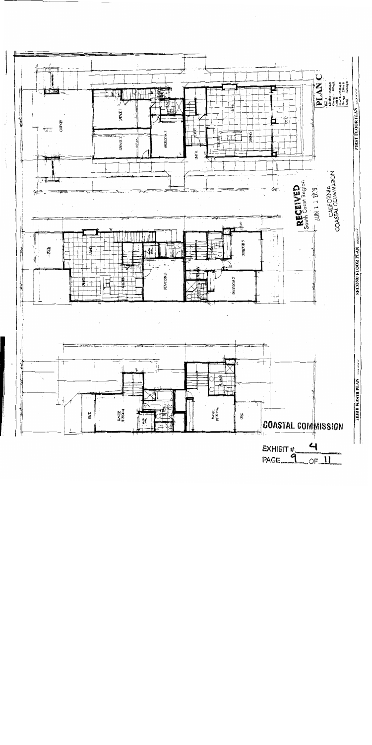**PLAN C**

FIRST FLOOR PLAN

SECOND FLOOR PLAN

THIRD FLOOR PLAN

**RECEIVED**
South Coast Region

JUN 1 1 2008

CALIFORNIA
COASTAL COMMISSION

**COASTAL COMMISSION**

EXHIBIT # 4
PAGE 9 OF 11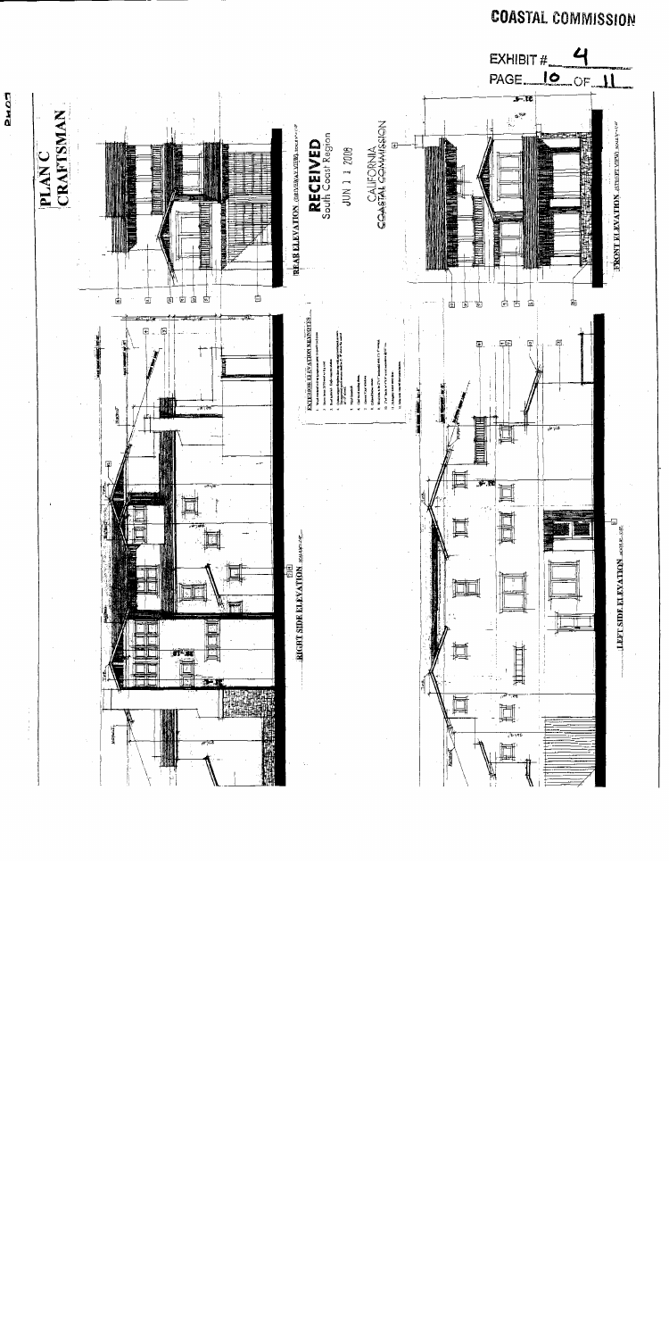COASTAL COMMISSION

EXHIBIT # 4

PAGE 10 OF 11

PLAN C
CRAFTSMAN

REAR ELEVATION (DRIVEWAY VIEW)

RECEIVED
South Coast Region

JUN 1 1 2008

CALIFORNIA
COASTAL COMMISSION

FRONT ELEVATION (STREET VIEW)

EXTERIOR ELEVATION KEYNOTES

RIGHT SIDE ELEVATION

LEFT SIDE ELEVATION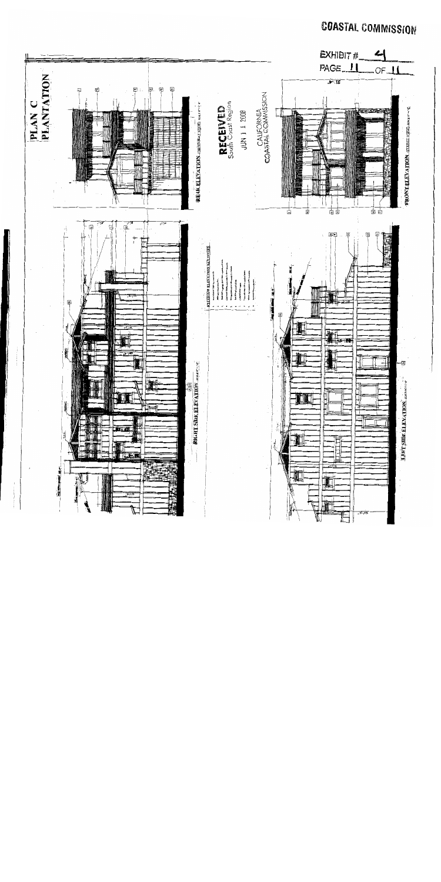COASTAL COMMISSION

EXHIBIT # 4

PAGE 11 OF 11

PLAN C
PLANTATION

REAR ELEVATION

RECEIVED
South Coast Region

JUN 11 2008

CALIFORNIA
COASTAL COMMISSION

FRONT ELEVATION

RIGHT SIDE ELEVATION

LEFT SIDE ELEVATION